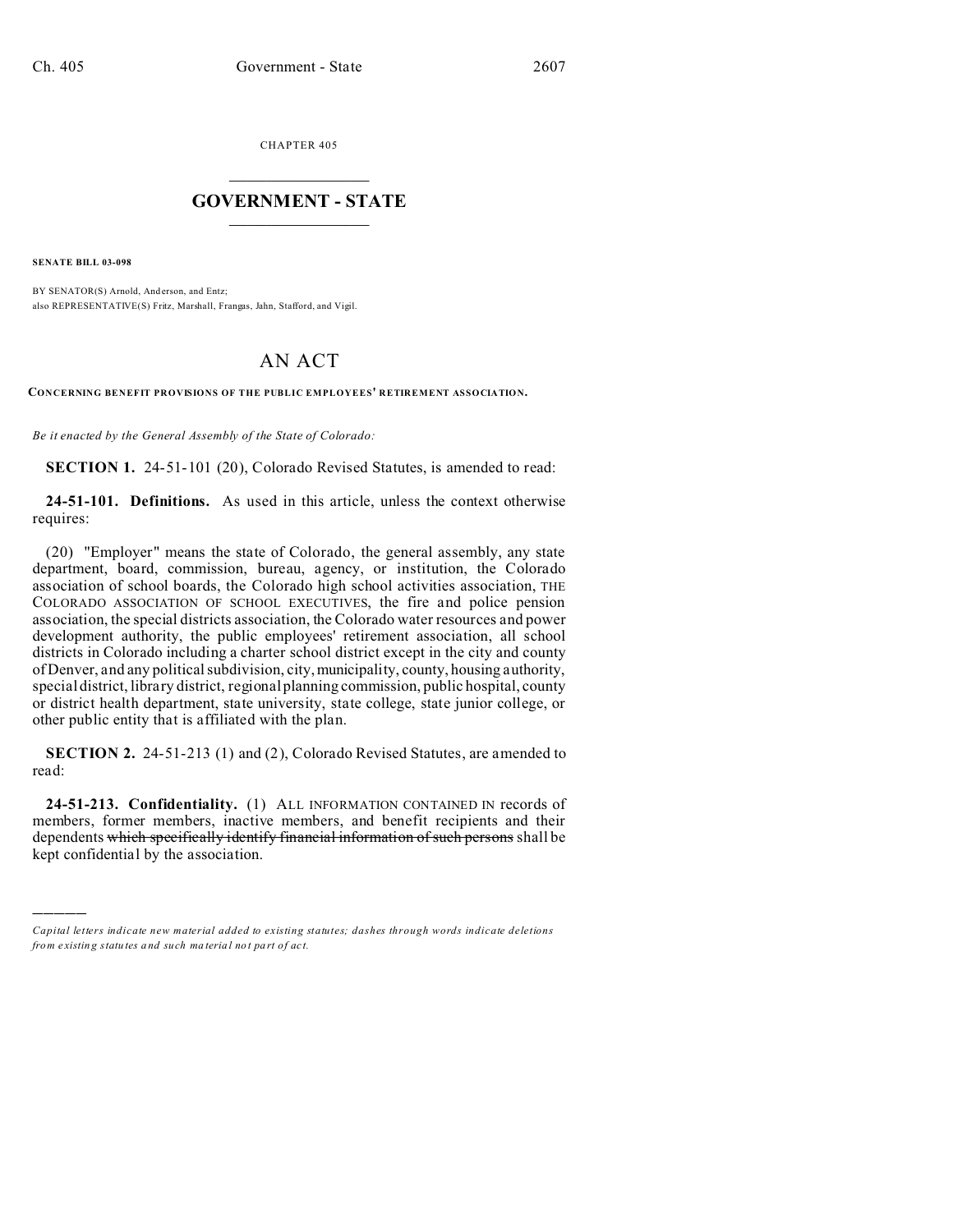CHAPTER 405

# GOVERNMENT - STATE

**SENATE BILL 03-098**

BY SENATOR(S) Arnold, Anderson, and Entz;
also REPRESENTATIVE(S) Fritz, Marshall, Frangas, Jahn, Stafford, and Vigil.

# AN ACT

**CONCERNING BENEFIT PROVISIONS OF THE PUBLIC EMPLOYEES' RETIREMENT ASSOCIATION.**

*Be it enacted by the General Assembly of the State of Colorado:*

**SECTION 1.** 24-51-101 (20), Colorado Revised Statutes, is amended to read:

**24-51-101. Definitions.** As used in this article, unless the context otherwise requires:

(20) "Employer" means the state of Colorado, the general assembly, any state department, board, commission, bureau, agency, or institution, the Colorado association of school boards, the Colorado high school activities association, THE COLORADO ASSOCIATION OF SCHOOL EXECUTIVES, the fire and police pension association, the special districts association, the Colorado water resources and power development authority, the public employees' retirement association, all school districts in Colorado including a charter school district except in the city and county of Denver, and any political subdivision, city, municipality, county, housing authority, special district, library district, regional planning commission, public hospital, county or district health department, state university, state college, state junior college, or other public entity that is affiliated with the plan.

**SECTION 2.** 24-51-213 (1) and (2), Colorado Revised Statutes, are amended to read:

**24-51-213. Confidentiality.** (1) ALL INFORMATION CONTAINED IN records of members, former members, inactive members, and benefit recipients and their dependents ~~which specifically identify financial information of such persons~~ shall be kept confidential by the association.

---

*Capital letters indicate new material added to existing statutes; dashes through words indicate deletions from existing statutes and such material not part of act.*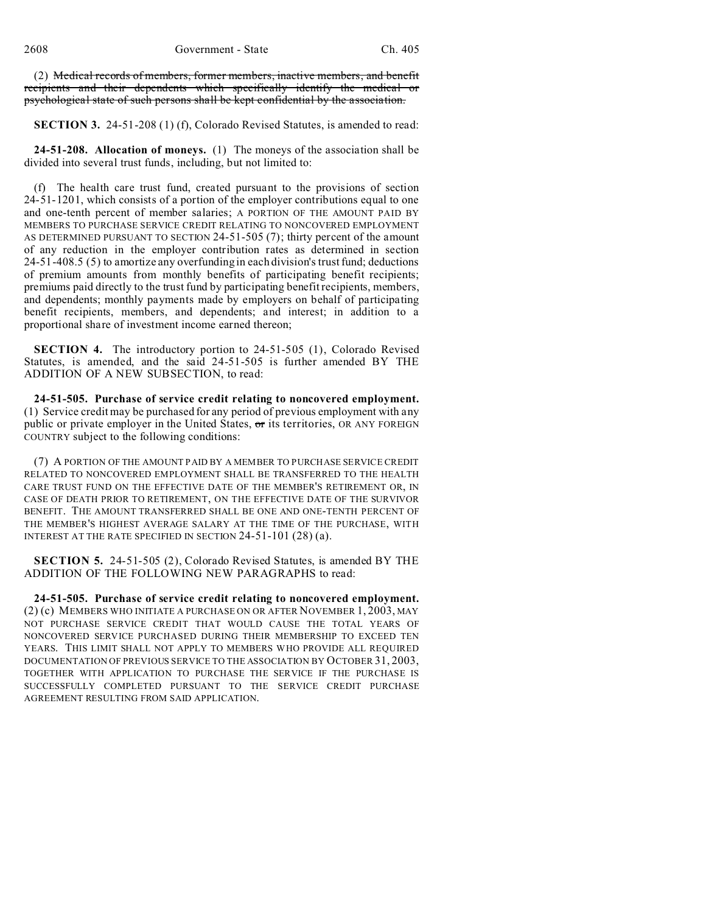(2) ~~Medical records of members, former members, inactive members, and benefit recipients and their dependents which specifically identify the medical or psychological state of such persons shall be kept confidential by the association.~~

**SECTION 3.** 24-51-208 (1) (f), Colorado Revised Statutes, is amended to read:

**24-51-208. Allocation of moneys.** (1) The moneys of the association shall be divided into several trust funds, including, but not limited to:

(f) The health care trust fund, created pursuant to the provisions of section 24-51-1201, which consists of a portion of the employer contributions equal to one and one-tenth percent of member salaries; A PORTION OF THE AMOUNT PAID BY MEMBERS TO PURCHASE SERVICE CREDIT RELATING TO NONCOVERED EMPLOYMENT AS DETERMINED PURSUANT TO SECTION 24-51-505 (7); thirty percent of the amount of any reduction in the employer contribution rates as determined in section 24-51-408.5 (5) to amortize any overfunding in each division's trust fund; deductions of premium amounts from monthly benefits of participating benefit recipients; premiums paid directly to the trust fund by participating benefit recipients, members, and dependents; monthly payments made by employers on behalf of participating benefit recipients, members, and dependents; and interest; in addition to a proportional share of investment income earned thereon;

**SECTION 4.** The introductory portion to 24-51-505 (1), Colorado Revised Statutes, is amended, and the said 24-51-505 is further amended BY THE ADDITION OF A NEW SUBSECTION, to read:

**24-51-505. Purchase of service credit relating to noncovered employment.** (1) Service credit may be purchased for any period of previous employment with any public or private employer in the United States, ~~or~~ its territories, OR ANY FOREIGN COUNTRY subject to the following conditions:

(7) A PORTION OF THE AMOUNT PAID BY A MEMBER TO PURCHASE SERVICE CREDIT RELATED TO NONCOVERED EMPLOYMENT SHALL BE TRANSFERRED TO THE HEALTH CARE TRUST FUND ON THE EFFECTIVE DATE OF THE MEMBER'S RETIREMENT OR, IN CASE OF DEATH PRIOR TO RETIREMENT, ON THE EFFECTIVE DATE OF THE SURVIVOR BENEFIT. THE AMOUNT TRANSFERRED SHALL BE ONE AND ONE-TENTH PERCENT OF THE MEMBER'S HIGHEST AVERAGE SALARY AT THE TIME OF THE PURCHASE, WITH INTEREST AT THE RATE SPECIFIED IN SECTION 24-51-101 (28) (a).

**SECTION 5.** 24-51-505 (2), Colorado Revised Statutes, is amended BY THE ADDITION OF THE FOLLOWING NEW PARAGRAPHS to read:

**24-51-505. Purchase of service credit relating to noncovered employment.** (2) (c) MEMBERS WHO INITIATE A PURCHASE ON OR AFTER NOVEMBER 1, 2003, MAY NOT PURCHASE SERVICE CREDIT THAT WOULD CAUSE THE TOTAL YEARS OF NONCOVERED SERVICE PURCHASED DURING THEIR MEMBERSHIP TO EXCEED TEN YEARS. THIS LIMIT SHALL NOT APPLY TO MEMBERS WHO PROVIDE ALL REQUIRED DOCUMENTATION OF PREVIOUS SERVICE TO THE ASSOCIATION BY OCTOBER 31, 2003, TOGETHER WITH APPLICATION TO PURCHASE THE SERVICE IF THE PURCHASE IS SUCCESSFULLY COMPLETED PURSUANT TO THE SERVICE CREDIT PURCHASE AGREEMENT RESULTING FROM SAID APPLICATION.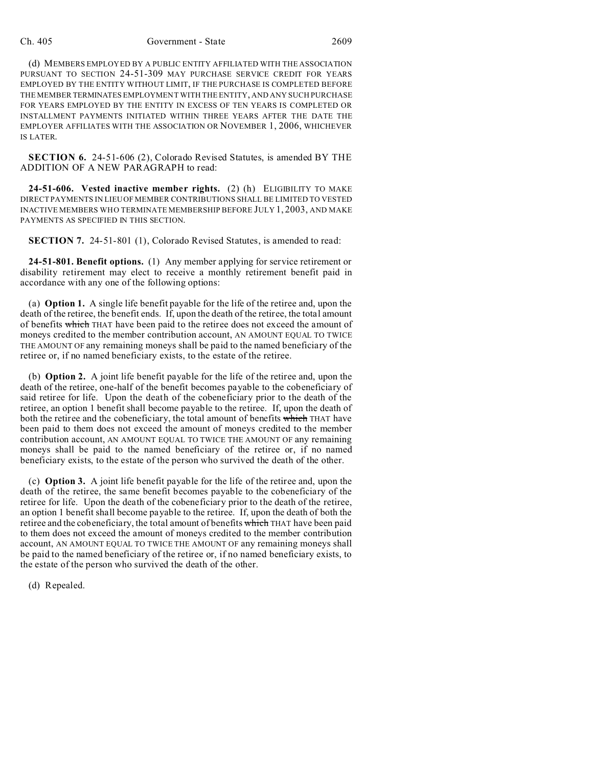(d) MEMBERS EMPLOYED BY A PUBLIC ENTITY AFFILIATED WITH THE ASSOCIATION PURSUANT TO SECTION 24-51-309 MAY PURCHASE SERVICE CREDIT FOR YEARS EMPLOYED BY THE ENTITY WITHOUT LIMIT, IF THE PURCHASE IS COMPLETED BEFORE THE MEMBER TERMINATES EMPLOYMENT WITH THE ENTITY, AND ANY SUCH PURCHASE FOR YEARS EMPLOYED BY THE ENTITY IN EXCESS OF TEN YEARS IS COMPLETED OR INSTALLMENT PAYMENTS INITIATED WITHIN THREE YEARS AFTER THE DATE THE EMPLOYER AFFILIATES WITH THE ASSOCIATION OR NOVEMBER 1, 2006, WHICHEVER IS LATER.

**SECTION 6.** 24-51-606 (2), Colorado Revised Statutes, is amended BY THE ADDITION OF A NEW PARAGRAPH to read:

**24-51-606. Vested inactive member rights.** (2) (h) ELIGIBILITY TO MAKE DIRECT PAYMENTS IN LIEU OF MEMBER CONTRIBUTIONS SHALL BE LIMITED TO VESTED INACTIVE MEMBERS WHO TERMINATE MEMBERSHIP BEFORE JULY 1, 2003, AND MAKE PAYMENTS AS SPECIFIED IN THIS SECTION.

**SECTION 7.** 24-51-801 (1), Colorado Revised Statutes, is amended to read:

**24-51-801. Benefit options.** (1) Any member applying for service retirement or disability retirement may elect to receive a monthly retirement benefit paid in accordance with any one of the following options:

(a) **Option 1.** A single life benefit payable for the life of the retiree and, upon the death of the retiree, the benefit ends. If, upon the death of the retiree, the total amount of benefits ~~which~~ THAT have been paid to the retiree does not exceed the amount of moneys credited to the member contribution account, AN AMOUNT EQUAL TO TWICE THE AMOUNT OF any remaining moneys shall be paid to the named beneficiary of the retiree or, if no named beneficiary exists, to the estate of the retiree.

(b) **Option 2.** A joint life benefit payable for the life of the retiree and, upon the death of the retiree, one-half of the benefit becomes payable to the cobeneficiary of said retiree for life. Upon the death of the cobeneficiary prior to the death of the retiree, an option 1 benefit shall become payable to the retiree. If, upon the death of both the retiree and the cobeneficiary, the total amount of benefits ~~which~~ THAT have been paid to them does not exceed the amount of moneys credited to the member contribution account, AN AMOUNT EQUAL TO TWICE THE AMOUNT OF any remaining moneys shall be paid to the named beneficiary of the retiree or, if no named beneficiary exists, to the estate of the person who survived the death of the other.

(c) **Option 3.** A joint life benefit payable for the life of the retiree and, upon the death of the retiree, the same benefit becomes payable to the cobeneficiary of the retiree for life. Upon the death of the cobeneficiary prior to the death of the retiree, an option 1 benefit shall become payable to the retiree. If, upon the death of both the retiree and the cobeneficiary, the total amount of benefits ~~which~~ THAT have been paid to them does not exceed the amount of moneys credited to the member contribution account, AN AMOUNT EQUAL TO TWICE THE AMOUNT OF any remaining moneys shall be paid to the named beneficiary of the retiree or, if no named beneficiary exists, to the estate of the person who survived the death of the other.

(d) Repealed.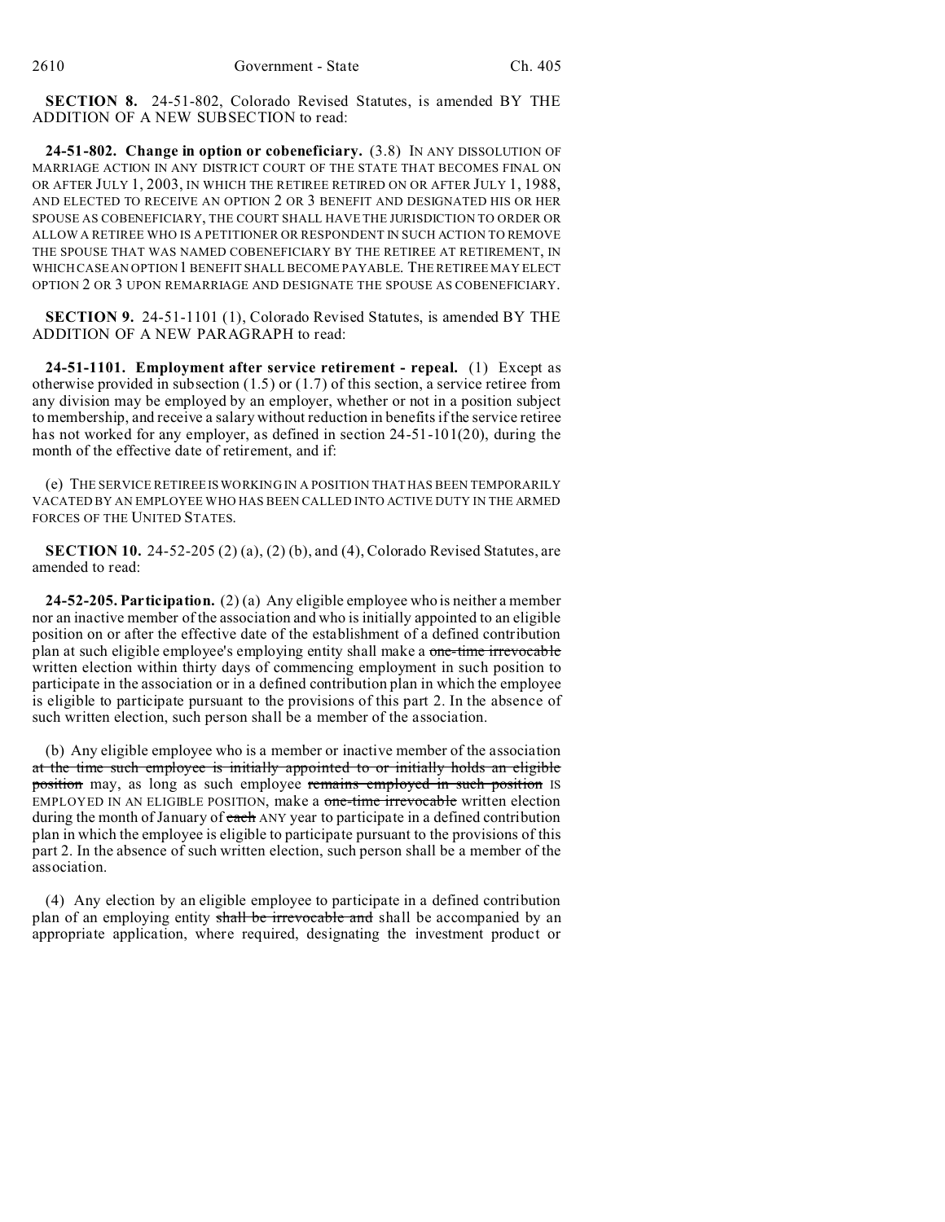**SECTION 8.** 24-51-802, Colorado Revised Statutes, is amended BY THE ADDITION OF A NEW SUBSECTION to read:

**24-51-802. Change in option or cobeneficiary.** (3.8) IN ANY DISSOLUTION OF MARRIAGE ACTION IN ANY DISTRICT COURT OF THE STATE THAT BECOMES FINAL ON OR AFTER JULY 1, 2003, IN WHICH THE RETIREE RETIRED ON OR AFTER JULY 1, 1988, AND ELECTED TO RECEIVE AN OPTION 2 OR 3 BENEFIT AND DESIGNATED HIS OR HER SPOUSE AS COBENEFICIARY, THE COURT SHALL HAVE THE JURISDICTION TO ORDER OR ALLOW A RETIREE WHO IS A PETITIONER OR RESPONDENT IN SUCH ACTION TO REMOVE THE SPOUSE THAT WAS NAMED COBENEFICIARY BY THE RETIREE AT RETIREMENT, IN WHICH CASE AN OPTION 1 BENEFIT SHALL BECOME PAYABLE. THE RETIREE MAY ELECT OPTION 2 OR 3 UPON REMARRIAGE AND DESIGNATE THE SPOUSE AS COBENEFICIARY.

**SECTION 9.** 24-51-1101 (1), Colorado Revised Statutes, is amended BY THE ADDITION OF A NEW PARAGRAPH to read:

**24-51-1101. Employment after service retirement - repeal.** (1) Except as otherwise provided in subsection (1.5) or (1.7) of this section, a service retiree from any division may be employed by an employer, whether or not in a position subject to membership, and receive a salary without reduction in benefits if the service retiree has not worked for any employer, as defined in section 24-51-101(20), during the month of the effective date of retirement, and if:

(e) THE SERVICE RETIREE IS WORKING IN A POSITION THAT HAS BEEN TEMPORARILY VACATED BY AN EMPLOYEE WHO HAS BEEN CALLED INTO ACTIVE DUTY IN THE ARMED FORCES OF THE UNITED STATES.

**SECTION 10.** 24-52-205 (2) (a), (2) (b), and (4), Colorado Revised Statutes, are amended to read:

**24-52-205. Participation.** (2) (a) Any eligible employee who is neither a member nor an inactive member of the association and who is initially appointed to an eligible position on or after the effective date of the establishment of a defined contribution plan at such eligible employee's employing entity shall make a ~~one-time irrevocable~~ written election within thirty days of commencing employment in such position to participate in the association or in a defined contribution plan in which the employee is eligible to participate pursuant to the provisions of this part 2. In the absence of such written election, such person shall be a member of the association.

(b) Any eligible employee who is a member or inactive member of the association ~~at the time such employee is initially appointed to or initially holds an eligible position~~ may, as long as such employee ~~remains employed in such position~~ IS EMPLOYED IN AN ELIGIBLE POSITION, make a ~~one-time irrevocable~~ written election during the month of January of ~~each~~ ANY year to participate in a defined contribution plan in which the employee is eligible to participate pursuant to the provisions of this part 2. In the absence of such written election, such person shall be a member of the association.

(4) Any election by an eligible employee to participate in a defined contribution plan of an employing entity ~~shall be irrevocable and~~ shall be accompanied by an appropriate application, where required, designating the investment product or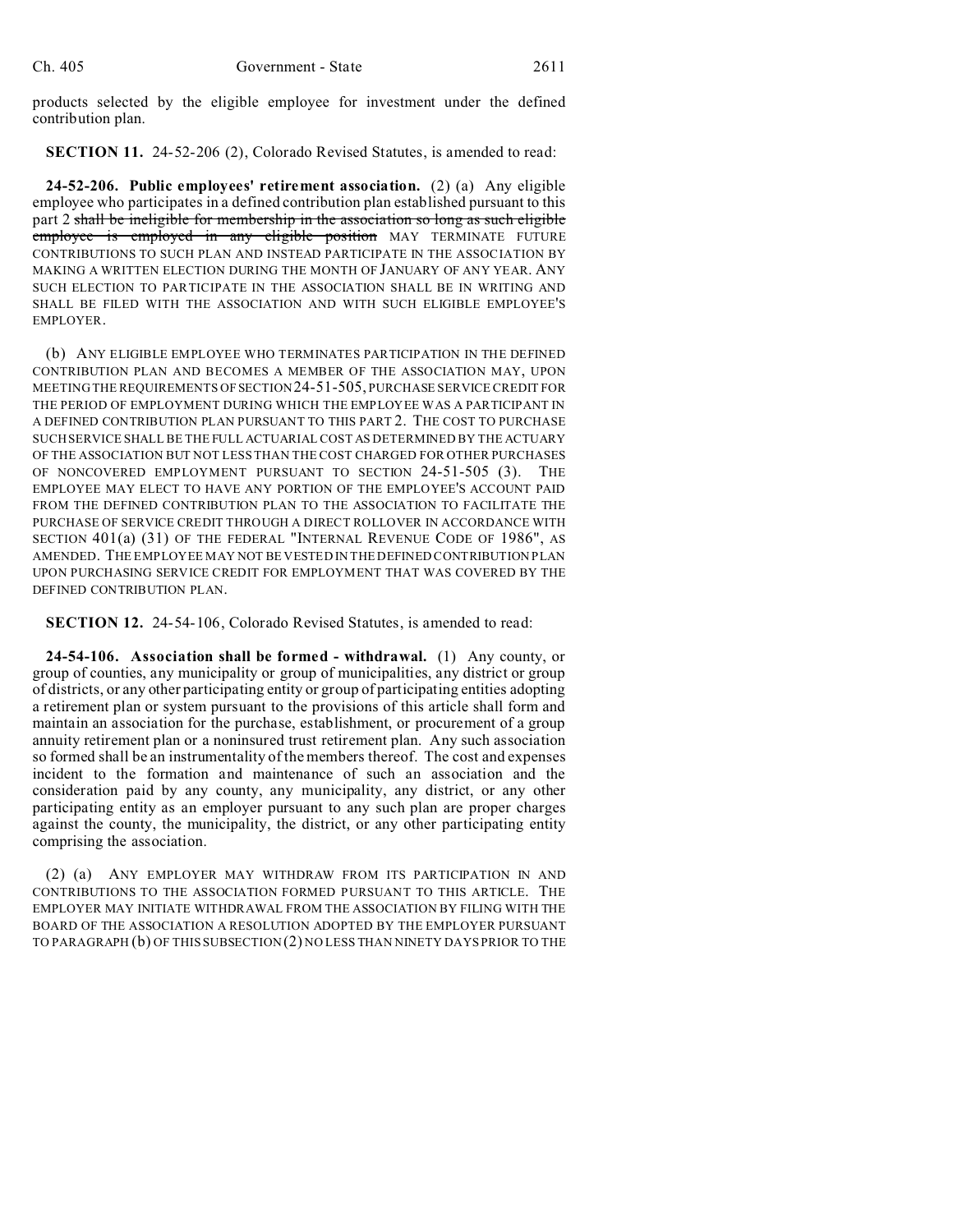products selected by the eligible employee for investment under the defined contribution plan.

**SECTION 11.** 24-52-206 (2), Colorado Revised Statutes, is amended to read:

**24-52-206. Public employees' retirement association.** (2) (a) Any eligible employee who participates in a defined contribution plan established pursuant to this part 2 ~~shall be ineligible for membership in the association so long as such eligible employee is employed in any eligible position~~ MAY TERMINATE FUTURE CONTRIBUTIONS TO SUCH PLAN AND INSTEAD PARTICIPATE IN THE ASSOCIATION BY MAKING A WRITTEN ELECTION DURING THE MONTH OF JANUARY OF ANY YEAR. ANY SUCH ELECTION TO PARTICIPATE IN THE ASSOCIATION SHALL BE IN WRITING AND SHALL BE FILED WITH THE ASSOCIATION AND WITH SUCH ELIGIBLE EMPLOYEE'S EMPLOYER.

(b) ANY ELIGIBLE EMPLOYEE WHO TERMINATES PARTICIPATION IN THE DEFINED CONTRIBUTION PLAN AND BECOMES A MEMBER OF THE ASSOCIATION MAY, UPON MEETING THE REQUIREMENTS OF SECTION 24-51-505, PURCHASE SERVICE CREDIT FOR THE PERIOD OF EMPLOYMENT DURING WHICH THE EMPLOYEE WAS A PARTICIPANT IN A DEFINED CONTRIBUTION PLAN PURSUANT TO THIS PART 2. THE COST TO PURCHASE SUCH SERVICE SHALL BE THE FULL ACTUARIAL COST AS DETERMINED BY THE ACTUARY OF THE ASSOCIATION BUT NOT LESS THAN THE COST CHARGED FOR OTHER PURCHASES OF NONCOVERED EMPLOYMENT PURSUANT TO SECTION 24-51-505 (3). THE EMPLOYEE MAY ELECT TO HAVE ANY PORTION OF THE EMPLOYEE'S ACCOUNT PAID FROM THE DEFINED CONTRIBUTION PLAN TO THE ASSOCIATION TO FACILITATE THE PURCHASE OF SERVICE CREDIT THROUGH A DIRECT ROLLOVER IN ACCORDANCE WITH SECTION 401(a) (31) OF THE FEDERAL "INTERNAL REVENUE CODE OF 1986", AS AMENDED. THE EMPLOYEE MAY NOT BE VESTED IN THE DEFINED CONTRIBUTION PLAN UPON PURCHASING SERVICE CREDIT FOR EMPLOYMENT THAT WAS COVERED BY THE DEFINED CONTRIBUTION PLAN.

**SECTION 12.** 24-54-106, Colorado Revised Statutes, is amended to read:

**24-54-106. Association shall be formed - withdrawal.** (1) Any county, or group of counties, any municipality or group of municipalities, any district or group of districts, or any other participating entity or group of participating entities adopting a retirement plan or system pursuant to the provisions of this article shall form and maintain an association for the purchase, establishment, or procurement of a group annuity retirement plan or a noninsured trust retirement plan. Any such association so formed shall be an instrumentality of the members thereof. The cost and expenses incident to the formation and maintenance of such an association and the consideration paid by any county, any municipality, any district, or any other participating entity as an employer pursuant to any such plan are proper charges against the county, the municipality, the district, or any other participating entity comprising the association.

(2) (a) ANY EMPLOYER MAY WITHDRAW FROM ITS PARTICIPATION IN AND CONTRIBUTIONS TO THE ASSOCIATION FORMED PURSUANT TO THIS ARTICLE. THE EMPLOYER MAY INITIATE WITHDRAWAL FROM THE ASSOCIATION BY FILING WITH THE BOARD OF THE ASSOCIATION A RESOLUTION ADOPTED BY THE EMPLOYER PURSUANT TO PARAGRAPH (b) OF THIS SUBSECTION (2) NO LESS THAN NINETY DAYS PRIOR TO THE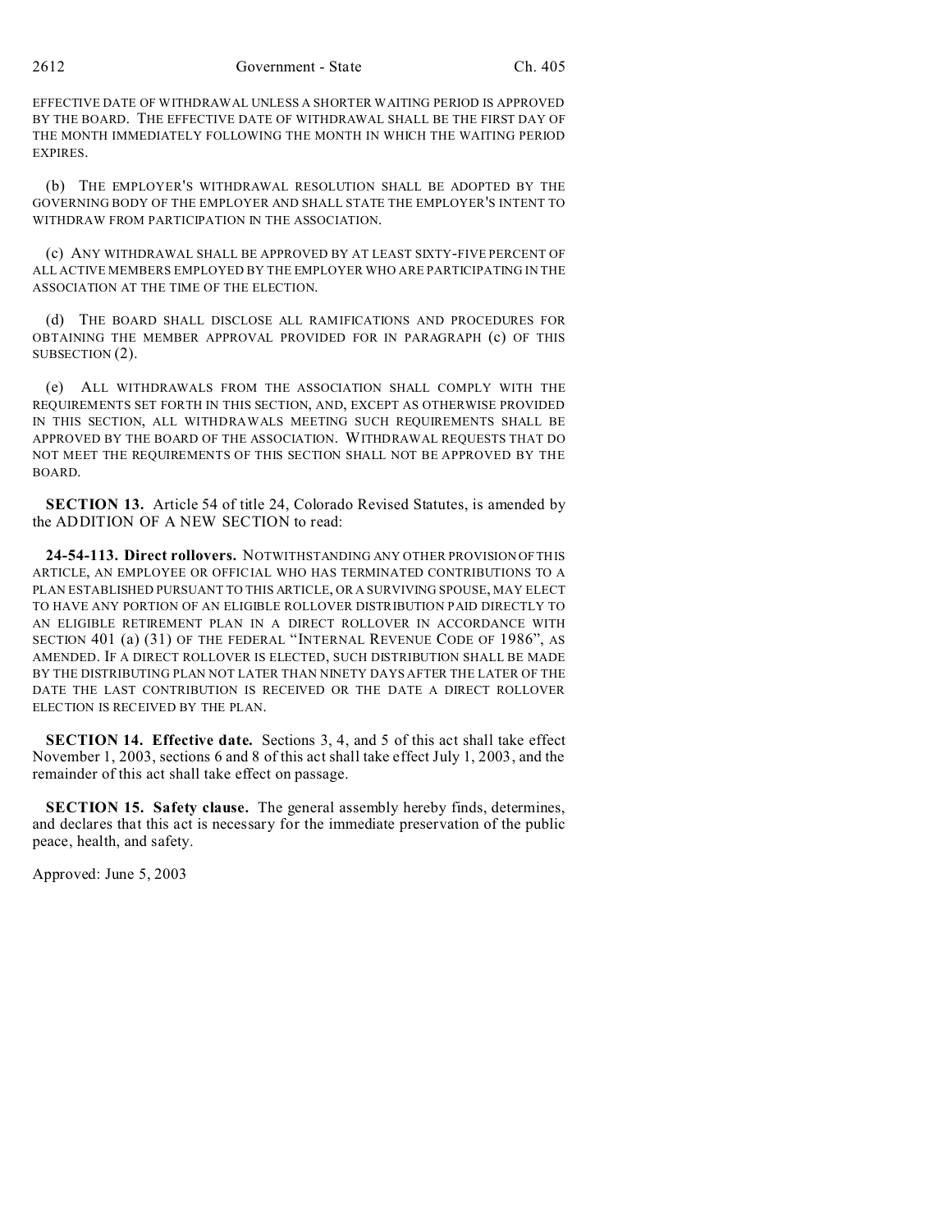EFFECTIVE DATE OF WITHDRAWAL UNLESS A SHORTER WAITING PERIOD IS APPROVED BY THE BOARD. THE EFFECTIVE DATE OF WITHDRAWAL SHALL BE THE FIRST DAY OF THE MONTH IMMEDIATELY FOLLOWING THE MONTH IN WHICH THE WAITING PERIOD EXPIRES.

(b) THE EMPLOYER'S WITHDRAWAL RESOLUTION SHALL BE ADOPTED BY THE GOVERNING BODY OF THE EMPLOYER AND SHALL STATE THE EMPLOYER'S INTENT TO WITHDRAW FROM PARTICIPATION IN THE ASSOCIATION.

(c) ANY WITHDRAWAL SHALL BE APPROVED BY AT LEAST SIXTY-FIVE PERCENT OF ALL ACTIVE MEMBERS EMPLOYED BY THE EMPLOYER WHO ARE PARTICIPATING IN THE ASSOCIATION AT THE TIME OF THE ELECTION.

(d) THE BOARD SHALL DISCLOSE ALL RAMIFICATIONS AND PROCEDURES FOR OBTAINING THE MEMBER APPROVAL PROVIDED FOR IN PARAGRAPH (c) OF THIS SUBSECTION (2).

(e) ALL WITHDRAWALS FROM THE ASSOCIATION SHALL COMPLY WITH THE REQUIREMENTS SET FORTH IN THIS SECTION, AND, EXCEPT AS OTHERWISE PROVIDED IN THIS SECTION, ALL WITHDRAWALS MEETING SUCH REQUIREMENTS SHALL BE APPROVED BY THE BOARD OF THE ASSOCIATION. WITHDRAWAL REQUESTS THAT DO NOT MEET THE REQUIREMENTS OF THIS SECTION SHALL NOT BE APPROVED BY THE BOARD.

**SECTION 13.** Article 54 of title 24, Colorado Revised Statutes, is amended by the ADDITION OF A NEW SECTION to read:

**24-54-113. Direct rollovers.** NOTWITHSTANDING ANY OTHER PROVISION OF THIS ARTICLE, AN EMPLOYEE OR OFFICIAL WHO HAS TERMINATED CONTRIBUTIONS TO A PLAN ESTABLISHED PURSUANT TO THIS ARTICLE, OR A SURVIVING SPOUSE, MAY ELECT TO HAVE ANY PORTION OF AN ELIGIBLE ROLLOVER DISTRIBUTION PAID DIRECTLY TO AN ELIGIBLE RETIREMENT PLAN IN A DIRECT ROLLOVER IN ACCORDANCE WITH SECTION 401 (a) (31) OF THE FEDERAL "INTERNAL REVENUE CODE OF 1986", AS AMENDED. IF A DIRECT ROLLOVER IS ELECTED, SUCH DISTRIBUTION SHALL BE MADE BY THE DISTRIBUTING PLAN NOT LATER THAN NINETY DAYS AFTER THE LATER OF THE DATE THE LAST CONTRIBUTION IS RECEIVED OR THE DATE A DIRECT ROLLOVER ELECTION IS RECEIVED BY THE PLAN.

**SECTION 14. Effective date.** Sections 3, 4, and 5 of this act shall take effect November 1, 2003, sections 6 and 8 of this act shall take effect July 1, 2003, and the remainder of this act shall take effect on passage.

**SECTION 15. Safety clause.** The general assembly hereby finds, determines, and declares that this act is necessary for the immediate preservation of the public peace, health, and safety.

Approved: June 5, 2003